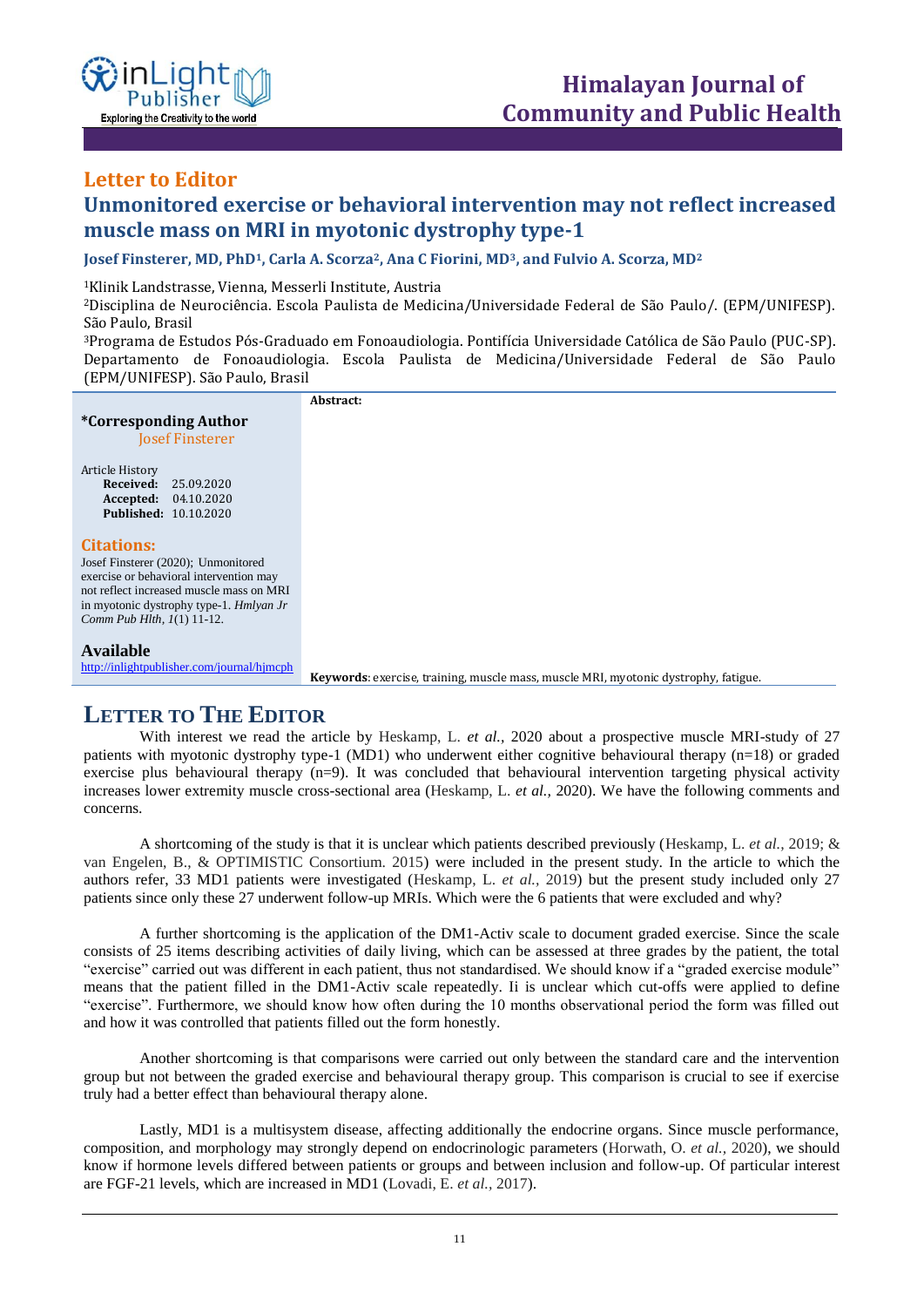Letter to Editor

# Unmonitored exercise or behavioral intervention may not reflect increased muscle mass on MRI in myotonic dystrophy type-1

**Josef Finsterer, MD, PhD[1], Carla A. Scorza[2], Ana C Fiorini, MD[3], and Fulvio A. Scorza, MD[2]**

[1]Klinik Landstrasse, Vienna, Messerli Institute, Austria

[2]Disciplina de Neurociência. Escola Paulista de Medicina/Universidade Federal de São Paulo/. (EPM/UNIFESP). São Paulo, Brasil

[3]Programa de Estudos Pós-Graduado em Fonoaudiologia. Pontifícia Universidade Católica de São Paulo (PUC-SP). Departamento de Fonoaudiologia. Escola Paulista de Medicina/Universidade Federal de São Paulo (EPM/UNIFESP). São Paulo, Brasil

**\*Corresponding Author**
Josef Finsterer

Article History
**Received:** 25.09.2020
**Accepted:** 04.10.2020
**Published:** 10.10.2020

**Citations:**
Josef Finsterer (2020); Unmonitored exercise or behavioral intervention may not reflect increased muscle mass on MRI in myotonic dystrophy type-1. *Hmlyan Jr Comm Pub Hlth*, *1*(1) 11-12.

**Available**
http://inlightpublisher.com/journal/hjmcph

**Abstract:**

**Keywords**: exercise, training, muscle mass, muscle MRI, myotonic dystrophy, fatigue.

## LETTER TO THE EDITOR

With interest we read the article by Heskamp, L. *et al.*, 2020 about a prospective muscle MRI-study of 27 patients with myotonic dystrophy type-1 (MD1) who underwent either cognitive behavioural therapy (n=18) or graded exercise plus behavioural therapy (n=9). It was concluded that behavioural intervention targeting physical activity increases lower extremity muscle cross-sectional area (Heskamp, L. *et al.*, 2020). We have the following comments and concerns.

A shortcoming of the study is that it is unclear which patients described previously (Heskamp, L. *et al.*, 2019; & van Engelen, B., & OPTIMISTIC Consortium. 2015) were included in the present study. In the article to which the authors refer, 33 MD1 patients were investigated (Heskamp, L. *et al.*, 2019) but the present study included only 27 patients since only these 27 underwent follow-up MRIs. Which were the 6 patients that were excluded and why?

A further shortcoming is the application of the DM1-Activ scale to document graded exercise. Since the scale consists of 25 items describing activities of daily living, which can be assessed at three grades by the patient, the total "exercise" carried out was different in each patient, thus not standardised. We should know if a "graded exercise module" means that the patient filled in the DM1-Activ scale repeatedly. Ii is unclear which cut-offs were applied to define "exercise". Furthermore, we should know how often during the 10 months observational period the form was filled out and how it was controlled that patients filled out the form honestly.

Another shortcoming is that comparisons were carried out only between the standard care and the intervention group but not between the graded exercise and behavioural therapy group. This comparison is crucial to see if exercise truly had a better effect than behavioural therapy alone.

Lastly, MD1 is a multisystem disease, affecting additionally the endocrine organs. Since muscle performance, composition, and morphology may strongly depend on endocrinologic parameters (Horwath, O. *et al.*, 2020), we should know if hormone levels differed between patients or groups and between inclusion and follow-up. Of particular interest are FGF-21 levels, which are increased in MD1 (Lovadi, E. *et al.*, 2017).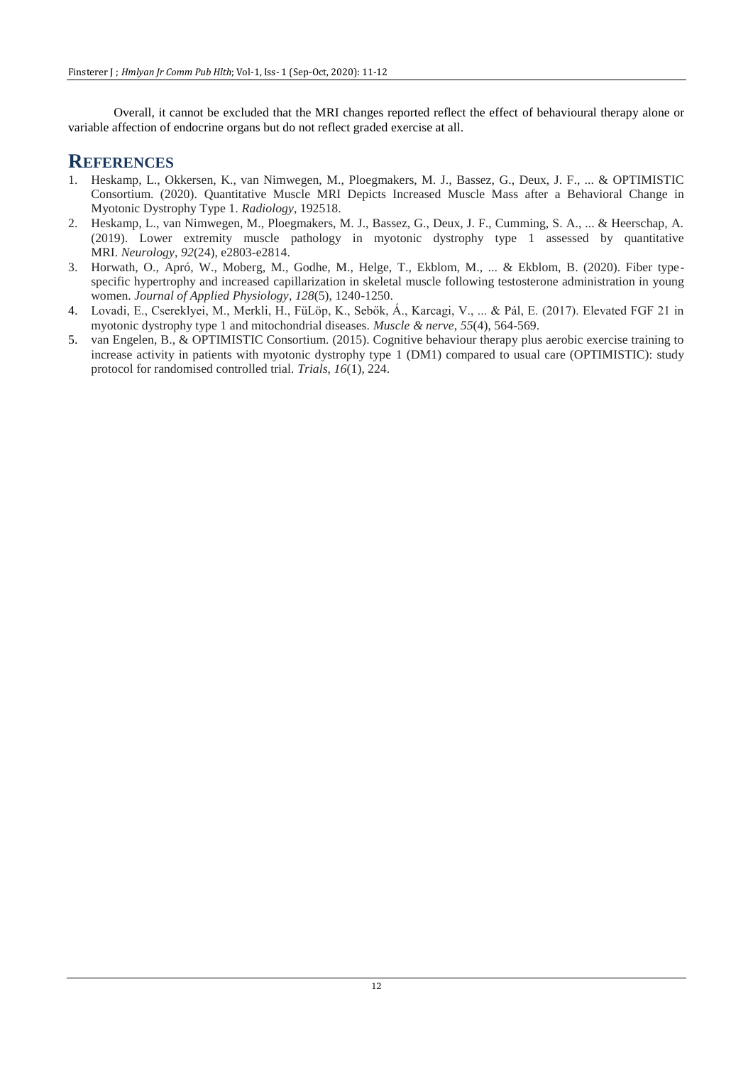Overall, it cannot be excluded that the MRI changes reported reflect the effect of behavioural therapy alone or variable affection of endocrine organs but do not reflect graded exercise at all.

## REFERENCES

1. Heskamp, L., Okkersen, K., van Nimwegen, M., Ploegmakers, M. J., Bassez, G., Deux, J. F., ... & OPTIMISTIC Consortium. (2020). Quantitative Muscle MRI Depicts Increased Muscle Mass after a Behavioral Change in Myotonic Dystrophy Type 1. *Radiology*, 192518.
2. Heskamp, L., van Nimwegen, M., Ploegmakers, M. J., Bassez, G., Deux, J. F., Cumming, S. A., ... & Heerschap, A. (2019). Lower extremity muscle pathology in myotonic dystrophy type 1 assessed by quantitative MRI. *Neurology*, *92*(24), e2803-e2814.
3. Horwath, O., Apró, W., Moberg, M., Godhe, M., Helge, T., Ekblom, M., ... & Ekblom, B. (2020). Fiber type-specific hypertrophy and increased capillarization in skeletal muscle following testosterone administration in young women. *Journal of Applied Physiology*, *128*(5), 1240-1250.
4. Lovadi, E., Csereklyei, M., Merkli, H., FüLöp, K., Sebők, Á., Karcagi, V., ... & Pál, E. (2017). Elevated FGF 21 in myotonic dystrophy type 1 and mitochondrial diseases. *Muscle & nerve*, *55*(4), 564-569.
5. van Engelen, B., & OPTIMISTIC Consortium. (2015). Cognitive behaviour therapy plus aerobic exercise training to increase activity in patients with myotonic dystrophy type 1 (DM1) compared to usual care (OPTIMISTIC): study protocol for randomised controlled trial. *Trials*, *16*(1), 224.